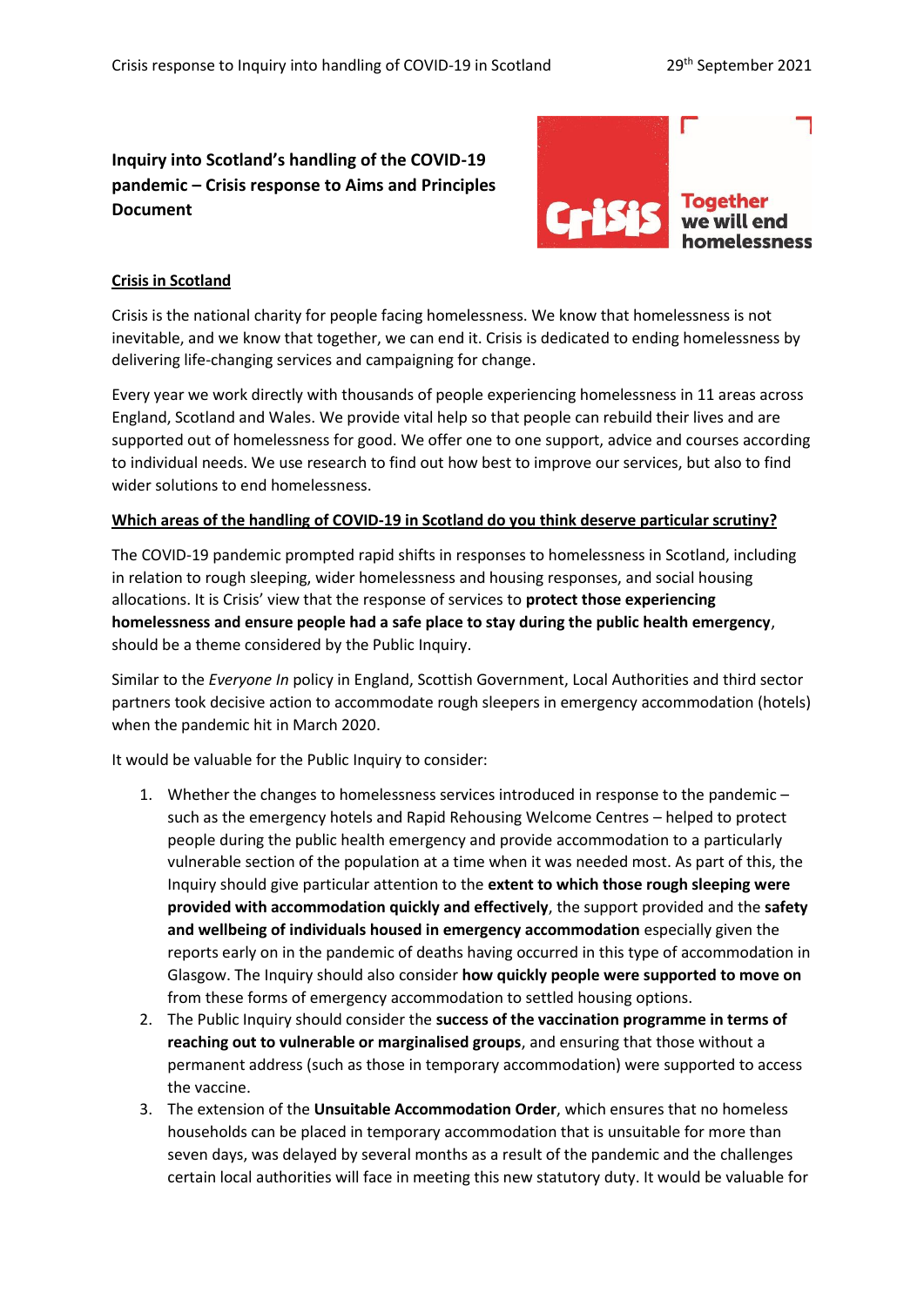# Inquiry into Scotland's handling of the COVID-19 pandemic – Crisis response to Aims and Principles Document

## Crisis in Scotland

Crisis is the national charity for people facing homelessness. We know that homelessness is not inevitable, and we know that together, we can end it. Crisis is dedicated to ending homelessness by delivering life-changing services and campaigning for change.

Every year we work directly with thousands of people experiencing homelessness in 11 areas across England, Scotland and Wales. We provide vital help so that people can rebuild their lives and are supported out of homelessness for good. We offer one to one support, advice and courses according to individual needs. We use research to find out how best to improve our services, but also to find wider solutions to end homelessness.

## Which areas of the handling of COVID-19 in Scotland do you think deserve particular scrutiny?

The COVID-19 pandemic prompted rapid shifts in responses to homelessness in Scotland, including in relation to rough sleeping, wider homelessness and housing responses, and social housing allocations. It is Crisis' view that the response of services to **protect those experiencing homelessness and ensure people had a safe place to stay during the public health emergency**, should be a theme considered by the Public Inquiry.

Similar to the *Everyone In* policy in England, Scottish Government, Local Authorities and third sector partners took decisive action to accommodate rough sleepers in emergency accommodation (hotels) when the pandemic hit in March 2020.

It would be valuable for the Public Inquiry to consider:

1. Whether the changes to homelessness services introduced in response to the pandemic – such as the emergency hotels and Rapid Rehousing Welcome Centres – helped to protect people during the public health emergency and provide accommodation to a particularly vulnerable section of the population at a time when it was needed most. As part of this, the Inquiry should give particular attention to the **extent to which those rough sleeping were provided with accommodation quickly and effectively**, the support provided and the **safety and wellbeing of individuals housed in emergency accommodation** especially given the reports early on in the pandemic of deaths having occurred in this type of accommodation in Glasgow. The Inquiry should also consider **how quickly people were supported to move on** from these forms of emergency accommodation to settled housing options.
2. The Public Inquiry should consider the **success of the vaccination programme in terms of reaching out to vulnerable or marginalised groups**, and ensuring that those without a permanent address (such as those in temporary accommodation) were supported to access the vaccine.
3. The extension of the **Unsuitable Accommodation Order**, which ensures that no homeless households can be placed in temporary accommodation that is unsuitable for more than seven days, was delayed by several months as a result of the pandemic and the challenges certain local authorities will face in meeting this new statutory duty. It would be valuable for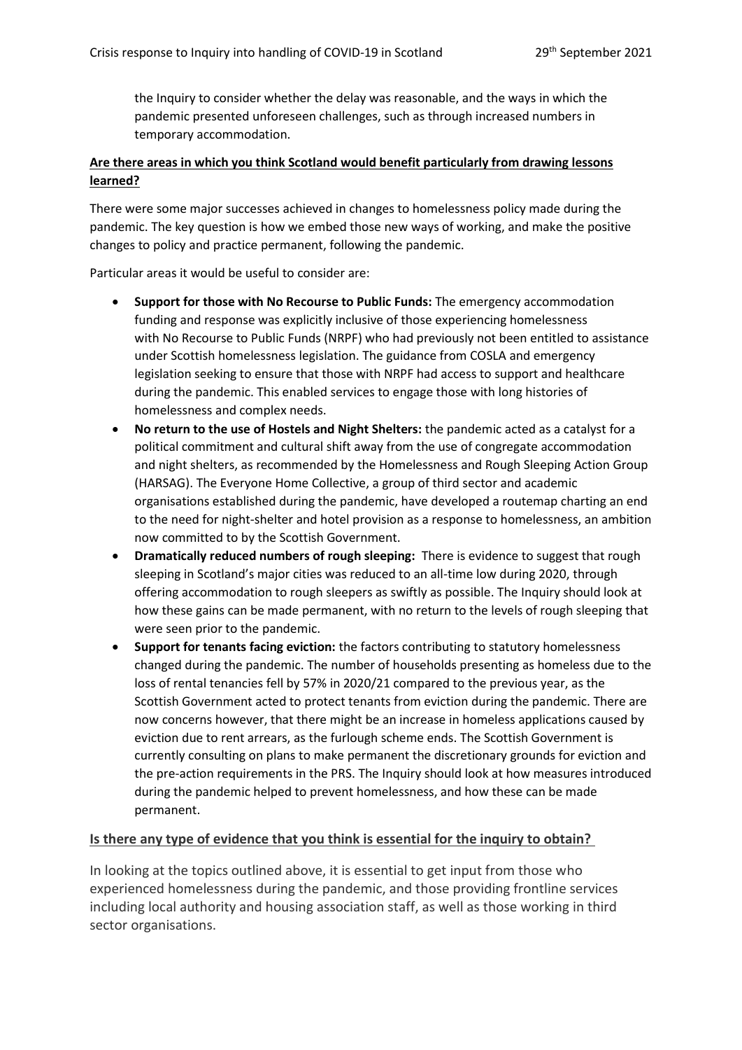the Inquiry to consider whether the delay was reasonable, and the ways in which the pandemic presented unforeseen challenges, such as through increased numbers in temporary accommodation.

**Are there areas in which you think Scotland would benefit particularly from drawing lessons learned?**

There were some major successes achieved in changes to homelessness policy made during the pandemic. The key question is how we embed those new ways of working, and make the positive changes to policy and practice permanent, following the pandemic.

Particular areas it would be useful to consider are:

- **Support for those with No Recourse to Public Funds:** The emergency accommodation funding and response was explicitly inclusive of those experiencing homelessness with No Recourse to Public Funds (NRPF) who had previously not been entitled to assistance under Scottish homelessness legislation. The guidance from COSLA and emergency legislation seeking to ensure that those with NRPF had access to support and healthcare during the pandemic. This enabled services to engage those with long histories of homelessness and complex needs.
- **No return to the use of Hostels and Night Shelters:** the pandemic acted as a catalyst for a political commitment and cultural shift away from the use of congregate accommodation and night shelters, as recommended by the Homelessness and Rough Sleeping Action Group (HARSAG). The Everyone Home Collective, a group of third sector and academic organisations established during the pandemic, have developed a routemap charting an end to the need for night-shelter and hotel provision as a response to homelessness, an ambition now committed to by the Scottish Government.
- **Dramatically reduced numbers of rough sleeping:** There is evidence to suggest that rough sleeping in Scotland's major cities was reduced to an all-time low during 2020, through offering accommodation to rough sleepers as swiftly as possible. The Inquiry should look at how these gains can be made permanent, with no return to the levels of rough sleeping that were seen prior to the pandemic.
- **Support for tenants facing eviction:** the factors contributing to statutory homelessness changed during the pandemic. The number of households presenting as homeless due to the loss of rental tenancies fell by 57% in 2020/21 compared to the previous year, as the Scottish Government acted to protect tenants from eviction during the pandemic. There are now concerns however, that there might be an increase in homeless applications caused by eviction due to rent arrears, as the furlough scheme ends. The Scottish Government is currently consulting on plans to make permanent the discretionary grounds for eviction and the pre-action requirements in the PRS. The Inquiry should look at how measures introduced during the pandemic helped to prevent homelessness, and how these can be made permanent.

**Is there any type of evidence that you think is essential for the inquiry to obtain?**

In looking at the topics outlined above, it is essential to get input from those who experienced homelessness during the pandemic, and those providing frontline services including local authority and housing association staff, as well as those working in third sector organisations.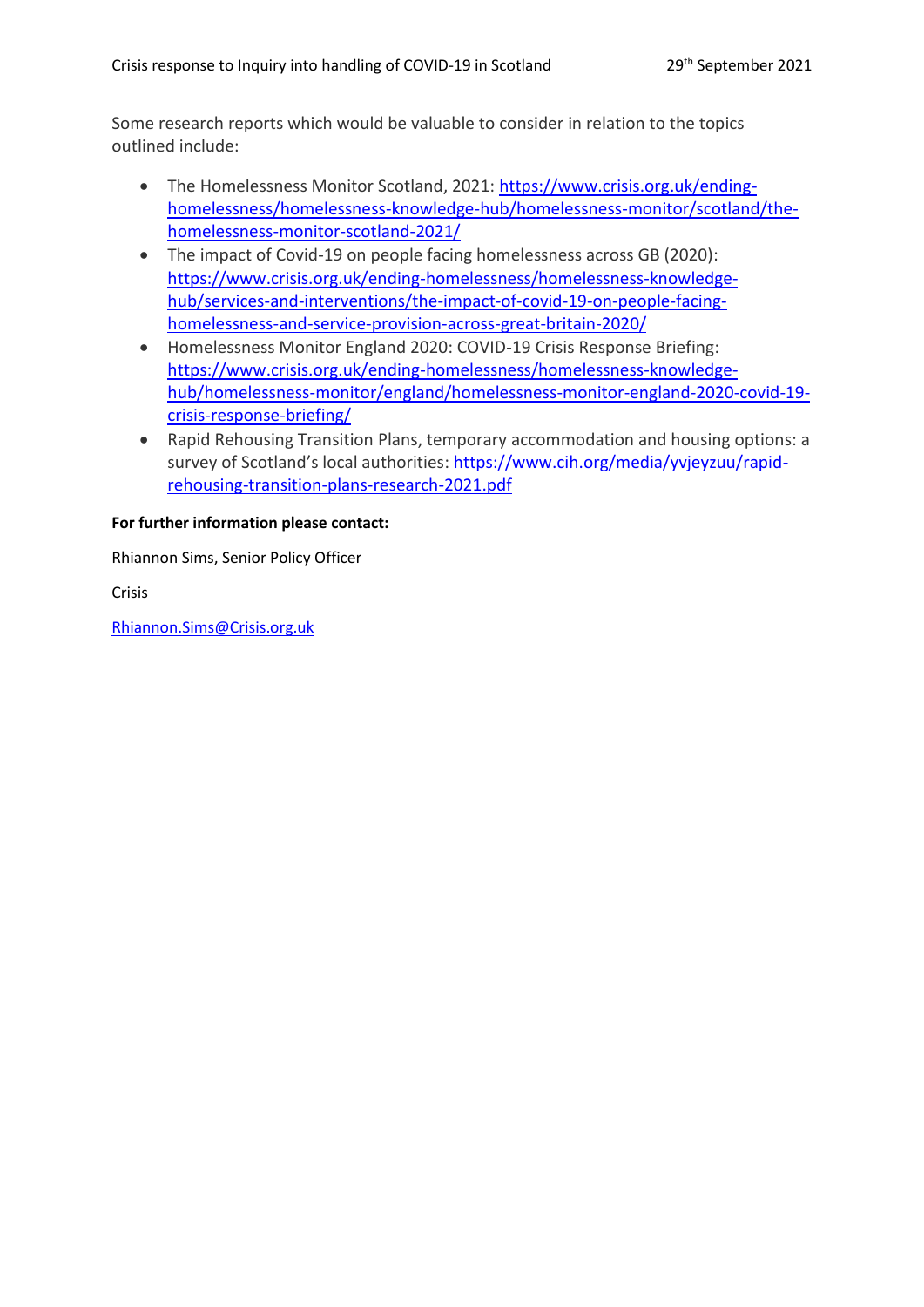Some research reports which would be valuable to consider in relation to the topics outlined include:

- The Homelessness Monitor Scotland, 2021: https://www.crisis.org.uk/ending-homelessness/homelessness-knowledge-hub/homelessness-monitor/scotland/the-homelessness-monitor-scotland-2021/
- The impact of Covid-19 on people facing homelessness across GB (2020): https://www.crisis.org.uk/ending-homelessness/homelessness-knowledge-hub/services-and-interventions/the-impact-of-covid-19-on-people-facing-homelessness-and-service-provision-across-great-britain-2020/
- Homelessness Monitor England 2020: COVID-19 Crisis Response Briefing: https://www.crisis.org.uk/ending-homelessness/homelessness-knowledge-hub/homelessness-monitor/england/homelessness-monitor-england-2020-covid-19-crisis-response-briefing/
- Rapid Rehousing Transition Plans, temporary accommodation and housing options: a survey of Scotland's local authorities: https://www.cih.org/media/yvjeyzuu/rapid-rehousing-transition-plans-research-2021.pdf

**For further information please contact:**

Rhiannon Sims, Senior Policy Officer

Crisis

Rhiannon.Sims@Crisis.org.uk